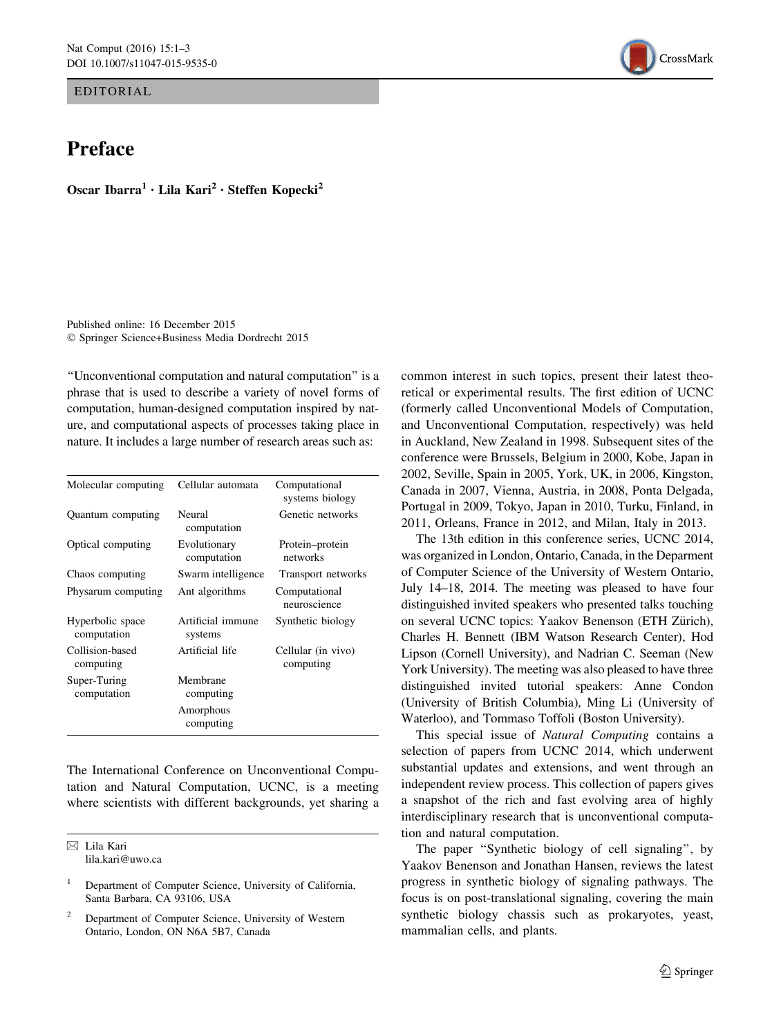EDITORIAL

# Preface

**Oscar Ibarra[1] · Lila Kari[2] · Steffen Kopecki[2]**

Published online: 16 December 2015
© Springer Science+Business Media Dordrecht 2015

"Unconventional computation and natural computation" is a phrase that is used to describe a variety of novel forms of computation, human-designed computation inspired by nature, and computational aspects of processes taking place in nature. It includes a large number of research areas such as:

| | | |
|---|---|---|
| Molecular computing | Cellular automata | Computational systems biology |
| Quantum computing | Neural computation | Genetic networks |
| Optical computing | Evolutionary computation | Protein–protein networks |
| Chaos computing | Swarm intelligence | Transport networks |
| Physarum computing | Ant algorithms | Computational neuroscience |
| Hyperbolic space computation | Artificial immune systems | Synthetic biology |
| Collision-based computing | Artificial life | Cellular (in vivo) computing |
| Super-Turing computation | Membrane computing | |
| | Amorphous computing | |

The International Conference on Unconventional Computation and Natural Computation, UCNC, is a meeting where scientists with different backgrounds, yet sharing a common interest in such topics, present their latest theoretical or experimental results. The first edition of UCNC (formerly called Unconventional Models of Computation, and Unconventional Computation, respectively) was held in Auckland, New Zealand in 1998. Subsequent sites of the conference were Brussels, Belgium in 2000, Kobe, Japan in 2002, Seville, Spain in 2005, York, UK, in 2006, Kingston, Canada in 2007, Vienna, Austria, in 2008, Ponta Delgada, Portugal in 2009, Tokyo, Japan in 2010, Turku, Finland, in 2011, Orleans, France in 2012, and Milan, Italy in 2013.

The 13th edition in this conference series, UCNC 2014, was organized in London, Ontario, Canada, in the Deparment of Computer Science of the University of Western Ontario, July 14–18, 2014. The meeting was pleased to have four distinguished invited speakers who presented talks touching on several UCNC topics: Yaakov Benenson (ETH Zürich), Charles H. Bennett (IBM Watson Research Center), Hod Lipson (Cornell University), and Nadrian C. Seeman (New York University). The meeting was also pleased to have three distinguished invited tutorial speakers: Anne Condon (University of British Columbia), Ming Li (University of Waterloo), and Tommaso Toffoli (Boston University).

This special issue of *Natural Computing* contains a selection of papers from UCNC 2014, which underwent substantial updates and extensions, and went through an independent review process. This collection of papers gives a snapshot of the rich and fast evolving area of highly interdisciplinary research that is unconventional computation and natural computation.

The paper "Synthetic biology of cell signaling", by Yaakov Benenson and Jonathan Hansen, reviews the latest progress in synthetic biology of signaling pathways. The focus is on post-translational signaling, covering the main synthetic biology chassis such as prokaryotes, yeast, mammalian cells, and plants.

✉ Lila Kari
lila.kari@uwo.ca

[1] Department of Computer Science, University of California, Santa Barbara, CA 93106, USA

[2] Department of Computer Science, University of Western Ontario, London, ON N6A 5B7, Canada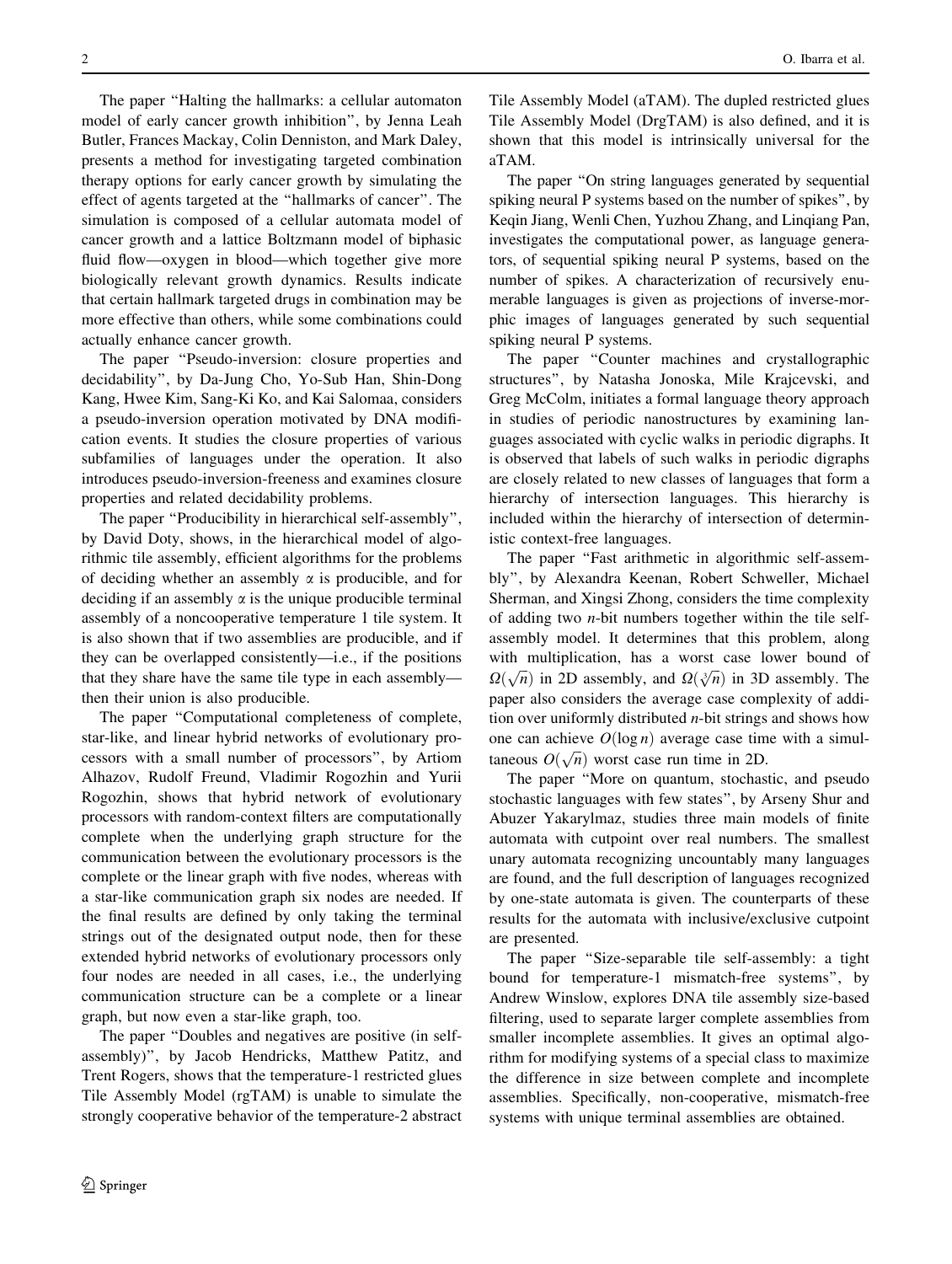The paper "Halting the hallmarks: a cellular automaton model of early cancer growth inhibition", by Jenna Leah Butler, Frances Mackay, Colin Denniston, and Mark Daley, presents a method for investigating targeted combination therapy options for early cancer growth by simulating the effect of agents targeted at the "hallmarks of cancer". The simulation is composed of a cellular automata model of cancer growth and a lattice Boltzmann model of biphasic fluid flow—oxygen in blood—which together give more biologically relevant growth dynamics. Results indicate that certain hallmark targeted drugs in combination may be more effective than others, while some combinations could actually enhance cancer growth.

The paper "Pseudo-inversion: closure properties and decidability", by Da-Jung Cho, Yo-Sub Han, Shin-Dong Kang, Hwee Kim, Sang-Ki Ko, and Kai Salomaa, considers a pseudo-inversion operation motivated by DNA modification events. It studies the closure properties of various subfamilies of languages under the operation. It also introduces pseudo-inversion-freeness and examines closure properties and related decidability problems.

The paper "Producibility in hierarchical self-assembly", by David Doty, shows, in the hierarchical model of algorithmic tile assembly, efficient algorithms for the problems of deciding whether an assembly $\alpha$ is producible, and for deciding if an assembly $\alpha$ is the unique producible terminal assembly of a noncooperative temperature 1 tile system. It is also shown that if two assemblies are producible, and if they can be overlapped consistently—i.e., if the positions that they share have the same tile type in each assembly—then their union is also producible.

The paper "Computational completeness of complete, star-like, and linear hybrid networks of evolutionary processors with a small number of processors", by Artiom Alhazov, Rudolf Freund, Vladimir Rogozhin and Yurii Rogozhin, shows that hybrid network of evolutionary processors with random-context filters are computationally complete when the underlying graph structure for the communication between the evolutionary processors is the complete or the linear graph with five nodes, whereas with a star-like communication graph six nodes are needed. If the final results are defined by only taking the terminal strings out of the designated output node, then for these extended hybrid networks of evolutionary processors only four nodes are needed in all cases, i.e., the underlying communication structure can be a complete or a linear graph, but now even a star-like graph, too.

The paper "Doubles and negatives are positive (in self-assembly)", by Jacob Hendricks, Matthew Patitz, and Trent Rogers, shows that the temperature-1 restricted glues Tile Assembly Model (rgTAM) is unable to simulate the strongly cooperative behavior of the temperature-2 abstract Tile Assembly Model (aTAM). The dupled restricted glues Tile Assembly Model (DrgTAM) is also defined, and it is shown that this model is intrinsically universal for the aTAM.

The paper "On string languages generated by sequential spiking neural P systems based on the number of spikes", by Keqin Jiang, Wenli Chen, Yuzhou Zhang, and Linqiang Pan, investigates the computational power, as language generators, of sequential spiking neural P systems, based on the number of spikes. A characterization of recursively enumerable languages is given as projections of inverse-morphic images of languages generated by such sequential spiking neural P systems.

The paper "Counter machines and crystallographic structures", by Natasha Jonoska, Mile Krajcevski, and Greg McColm, initiates a formal language theory approach in studies of periodic nanostructures by examining languages associated with cyclic walks in periodic digraphs. It is observed that labels of such walks in periodic digraphs are closely related to new classes of languages that form a hierarchy of intersection languages. This hierarchy is included within the hierarchy of intersection of deterministic context-free languages.

The paper "Fast arithmetic in algorithmic self-assembly", by Alexandra Keenan, Robert Schweller, Michael Sherman, and Xingsi Zhong, considers the time complexity of adding two $n$-bit numbers together within the tile self-assembly model. It determines that this problem, along with multiplication, has a worst case lower bound of $\Omega(\sqrt{n})$ in 2D assembly, and $\Omega(\sqrt[3]{n})$ in 3D assembly. The paper also considers the average case complexity of addition over uniformly distributed $n$-bit strings and shows how one can achieve $O(\log n)$ average case time with a simultaneous $O(\sqrt{n})$ worst case run time in 2D.

The paper "More on quantum, stochastic, and pseudo stochastic languages with few states", by Arseny Shur and Abuzer Yakarylmaz, studies three main models of finite automata with cutpoint over real numbers. The smallest unary automata recognizing uncountably many languages are found, and the full description of languages recognized by one-state automata is given. The counterparts of these results for the automata with inclusive/exclusive cutpoint are presented.

The paper "Size-separable tile self-assembly: a tight bound for temperature-1 mismatch-free systems", by Andrew Winslow, explores DNA tile assembly size-based filtering, used to separate larger complete assemblies from smaller incomplete assemblies. It gives an optimal algorithm for modifying systems of a special class to maximize the difference in size between complete and incomplete assemblies. Specifically, non-cooperative, mismatch-free systems with unique terminal assemblies are obtained.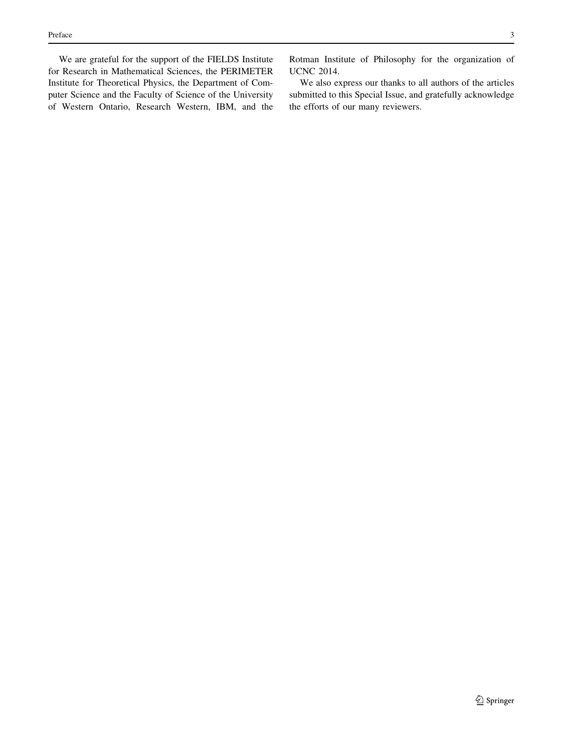We are grateful for the support of the FIELDS Institute for Research in Mathematical Sciences, the PERIMETER Institute for Theoretical Physics, the Department of Computer Science and the Faculty of Science of the University of Western Ontario, Research Western, IBM, and the Rotman Institute of Philosophy for the organization of UCNC 2014.

We also express our thanks to all authors of the articles submitted to this Special Issue, and gratefully acknowledge the efforts of our many reviewers.